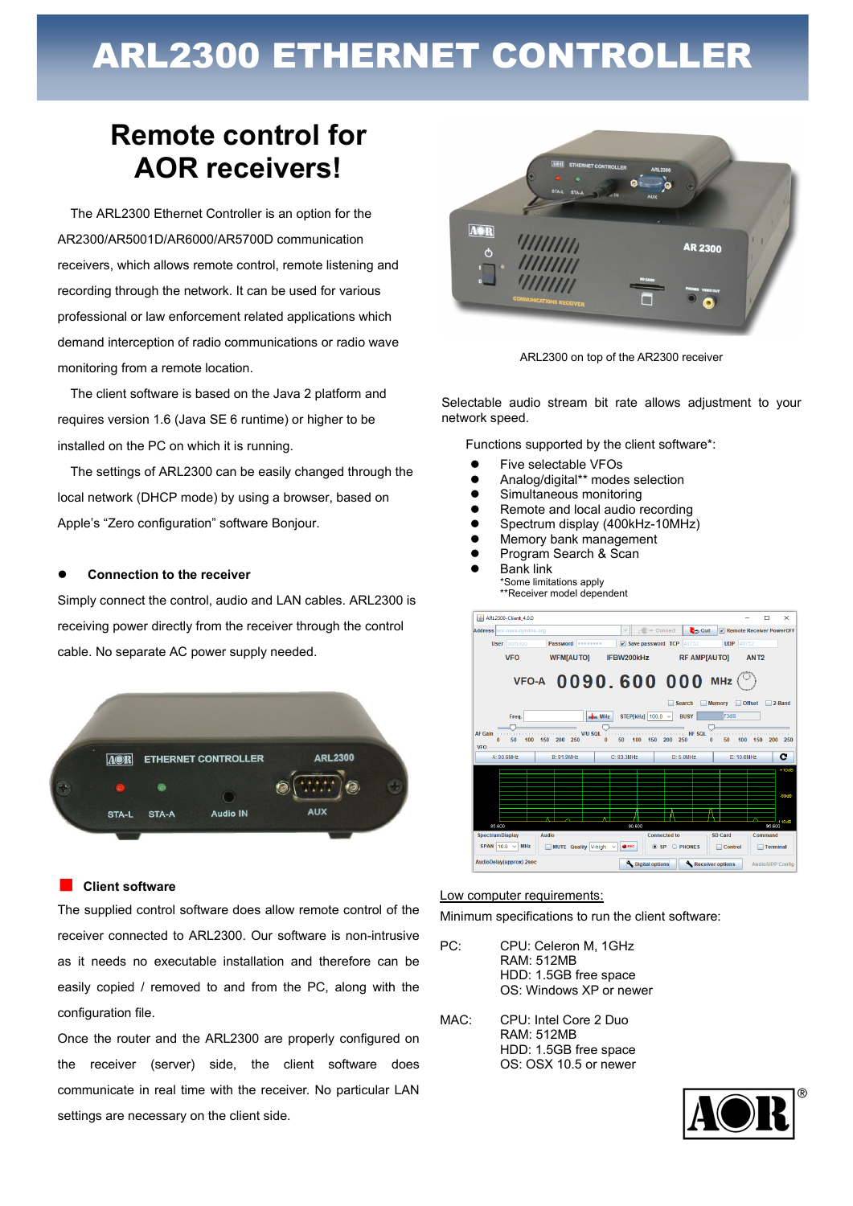# ARL2300 ETHERNET CONTROLLER

## Remote control for AOR receivers!

The ARL2300 Ethernet Controller is an option for the AR2300/AR5001D/AR6000/AR5700D communication receivers, which allows remote control, remote listening and recording through the network. It can be used for various professional or law enforcement related applications which demand interception of radio communications or radio wave monitoring from a remote location.

The client software is based on the Java 2 platform and requires version 1.6 (Java SE 6 runtime) or higher to be installed on the PC on which it is running.

The settings of ARL2300 can be easily changed through the local network (DHCP mode) by using a browser, based on Apple's "Zero configuration" software Bonjour.

### Connection to the receiver

Simply connect the control, audio and LAN cables. ARL2300 is receiving power directly from the receiver through the control cable. No separate AC power supply needed.

### Client software

The supplied control software does allow remote control of the receiver connected to ARL2300. Our software is non-intrusive as it needs no executable installation and therefore can be easily copied / removed to and from the PC, along with the configuration file.

Once the router and the ARL2300 are properly configured on the receiver (server) side, the client software does communicate in real time with the receiver. No particular LAN settings are necessary on the client side.

ARL2300 on top of the AR2300 receiver

Selectable audio stream bit rate allows adjustment to your network speed.

Functions supported by the client software*:

- Five selectable VFOs
- Analog/digital** modes selection
- Simultaneous monitoring
- Remote and local audio recording
- Spectrum display (400kHz-10MHz)
- Memory bank management
- Program Search & Scan
- Bank link

*Some limitations apply
**Receiver model dependent

Low computer requirements:

Minimum specifications to run the client software:

PC:
CPU: Celeron M, 1GHz
RAM: 512MB
HDD: 1.5GB free space
OS: Windows XP or newer

MAC:
CPU: Intel Core 2 Duo
RAM: 512MB
HDD: 1.5GB free space
OS: OSX 10.5 or newer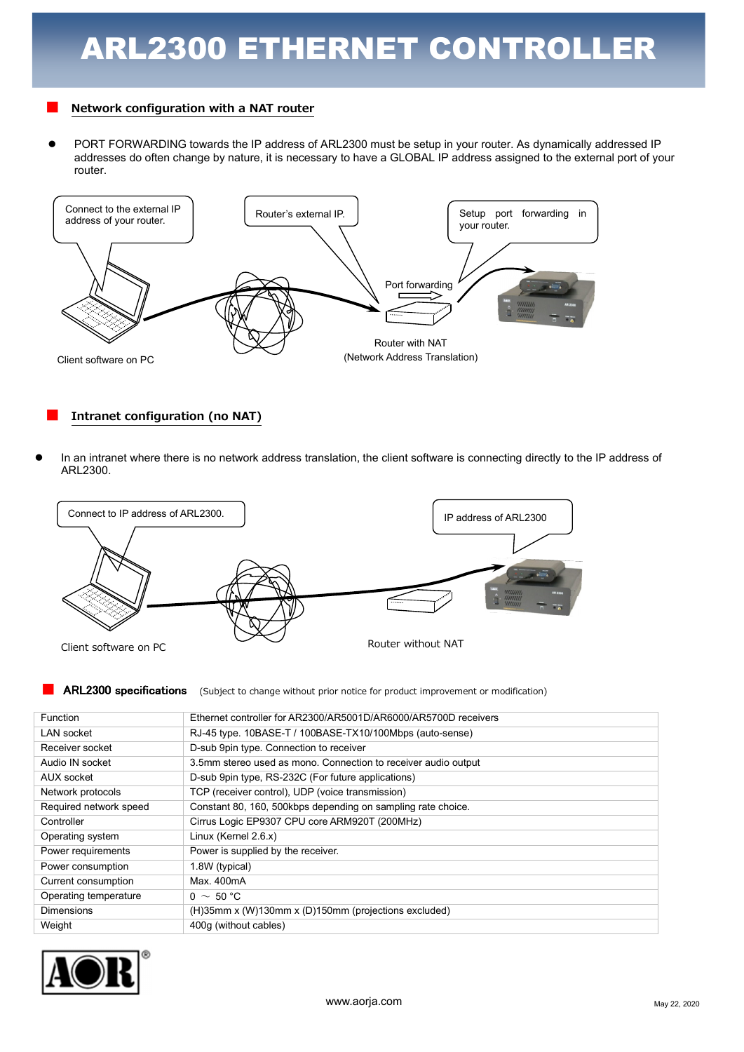# ARL2300 ETHERNET CONTROLLER

## Network configuration with a NAT router

- PORT FORWARDING towards the IP address of ARL2300 must be setup in your router. As dynamically addressed IP addresses do often change by nature, it is necessary to have a GLOBAL IP address assigned to the external port of your router.

Connect to the external IP address of your router.

Router's external IP.

Setup port forwarding in your router.

Port forwarding

Client software on PC

Router with NAT
(Network Address Translation)

## Intranet configuration (no NAT)

- In an intranet where there is no network address translation, the client software is connecting directly to the IP address of ARL2300.

Connect to IP address of ARL2300.

IP address of ARL2300

Client software on PC

Router without NAT

## ARL2300 specifications

(Subject to change without prior notice for product improvement or modification)

| | |
|---|---|
| Function | Ethernet controller for AR2300/AR5001D/AR6000/AR5700D receivers |
| LAN socket | RJ-45 type. 10BASE-T / 100BASE-TX10/100Mbps (auto-sense) |
| Receiver socket | D-sub 9pin type. Connection to receiver |
| Audio IN socket | 3.5mm stereo used as mono. Connection to receiver audio output |
| AUX socket | D-sub 9pin type, RS-232C (For future applications) |
| Network protocols | TCP (receiver control), UDP (voice transmission) |
| Required network speed | Constant 80, 160, 500kbps depending on sampling rate choice. |
| Controller | Cirrus Logic EP9307 CPU core ARM920T (200MHz) |
| Operating system | Linux (Kernel 2.6.x) |
| Power requirements | Power is supplied by the receiver. |
| Power consumption | 1.8W (typical) |
| Current consumption | Max. 400mA |
| Operating temperature | 0 ～ 50 °C |
| Dimensions | (H)35mm x (W)130mm x (D)150mm (projections excluded) |
| Weight | 400g (without cables) |

AOR®

www.aorja.com

May 22, 2020